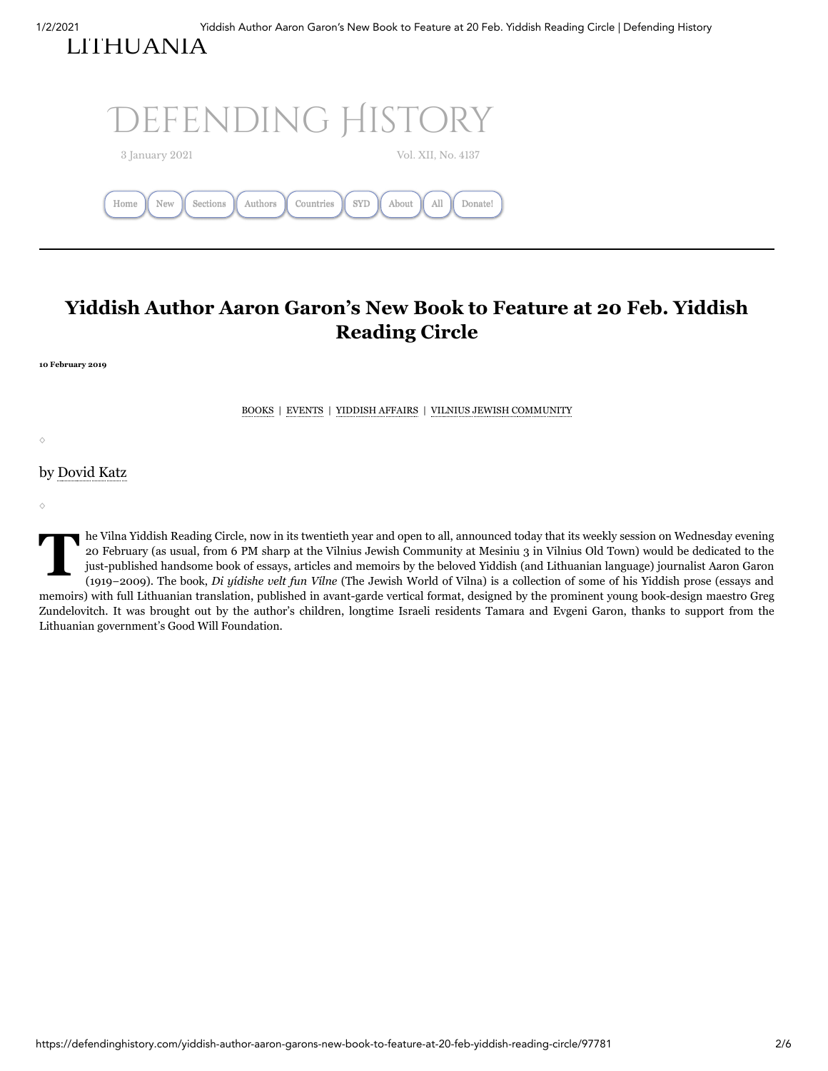LITHUANIA

# DEFENDING HISTORY

3 January 2021 Vol. XII, No. 4137

Home | New | Sections | Authors | Countries | SYD | About | All | Donate!

---

## Yiddish Author Aaron Garon's New Book to Feature at 20 Feb. Yiddish Reading Circle

**10 February 2019**

BOOKS | EVENTS | YIDDISH AFFAIRS | VILNIUS JEWISH COMMUNITY

◇

by Dovid Katz

◇

The Vilna Yiddish Reading Circle, now in its twentieth year and open to all, announced today that its weekly session on Wednesday evening 20 February (as usual, from 6 PM sharp at the Vilnius Jewish Community at Mesiniu 3 in Vilnius Old Town) would be dedicated to the just-published handsome book of essays, articles and memoirs by the beloved Yiddish (and Lithuanian language) journalist Aaron Garon (1919–2009). The book, *Di yídishe velt fun Vílne* (The Jewish World of Vilna) is a collection of some of his Yiddish prose (essays and memoirs) with full Lithuanian translation, published in avant-garde vertical format, designed by the prominent young book-design maestro Greg Zundelovitch. It was brought out by the author's children, longtime Israeli residents Tamara and Evgeni Garon, thanks to support from the Lithuanian government's Good Will Foundation.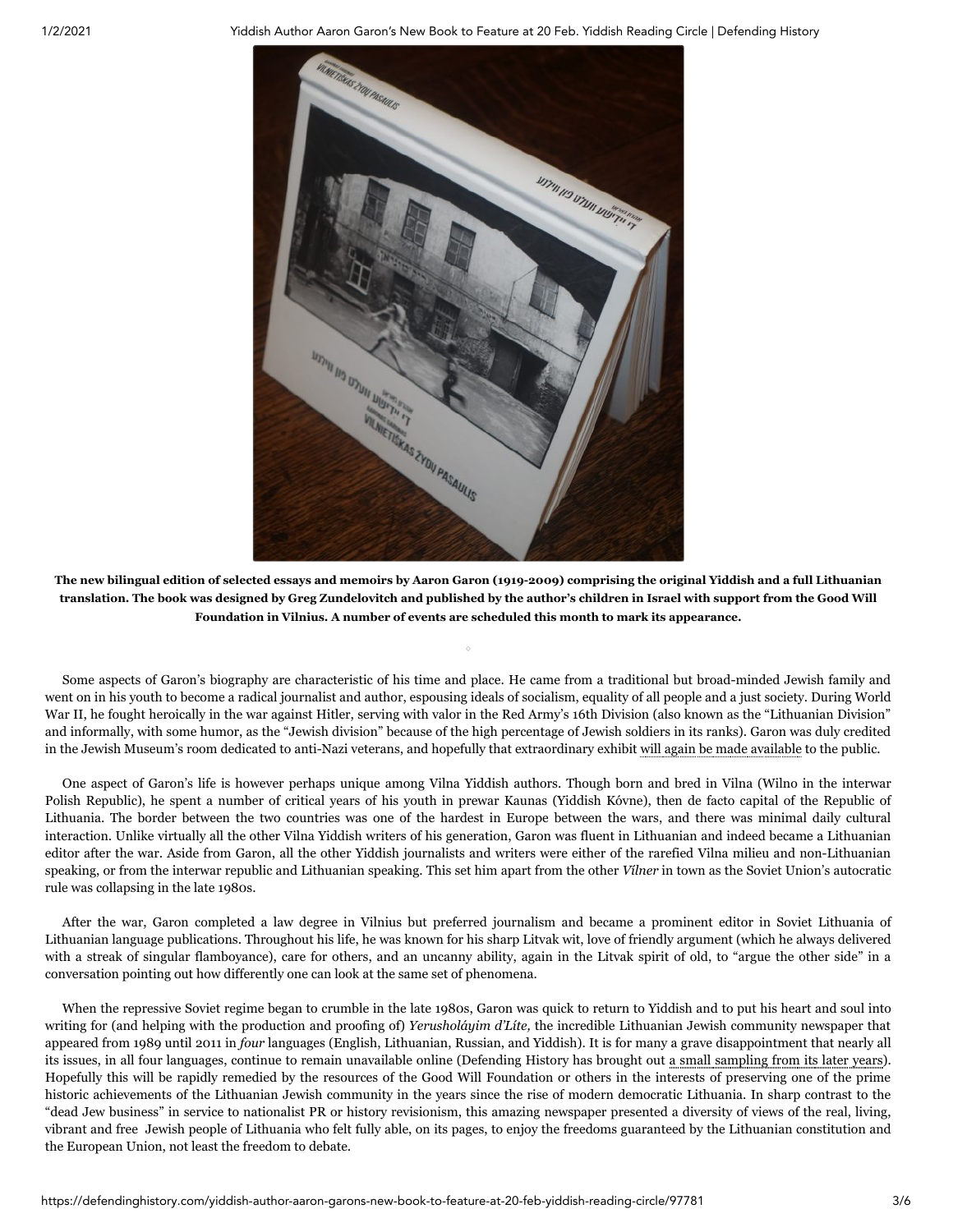**The new bilingual edition of selected essays and memoirs by Aaron Garon (1919-2009) comprising the original Yiddish and a full Lithuanian translation. The book was designed by Greg Zundelovitch and published by the author's children in Israel with support from the Good Will Foundation in Vilnius. A number of events are scheduled this month to mark its appearance.**

◇

Some aspects of Garon's biography are characteristic of his time and place. He came from a traditional but broad-minded Jewish family and went on in his youth to become a radical journalist and author, espousing ideals of socialism, equality of all people and a just society. During World War II, he fought heroically in the war against Hitler, serving with valor in the Red Army's 16th Division (also known as the "Lithuanian Division" and informally, with some humor, as the "Jewish division" because of the high percentage of Jewish soldiers in its ranks). Garon was duly credited in the Jewish Museum's room dedicated to anti-Nazi veterans, and hopefully that extraordinary exhibit will again be made available to the public.

One aspect of Garon's life is however perhaps unique among Vilna Yiddish authors. Though born and bred in Vilna (Wilno in the interwar Polish Republic), he spent a number of critical years of his youth in prewar Kaunas (Yiddish Kóvne), then de facto capital of the Republic of Lithuania. The border between the two countries was one of the hardest in Europe between the wars, and there was minimal daily cultural interaction. Unlike virtually all the other Vilna Yiddish writers of his generation, Garon was fluent in Lithuanian and indeed became a Lithuanian editor after the war. Aside from Garon, all the other Yiddish journalists and writers were either of the rarefied Vilna milieu and non-Lithuanian speaking, or from the interwar republic and Lithuanian speaking. This set him apart from the other *Vílner* in town as the Soviet Union's autocratic rule was collapsing in the late 1980s.

After the war, Garon completed a law degree in Vilnius but preferred journalism and became a prominent editor in Soviet Lithuania of Lithuanian language publications. Throughout his life, he was known for his sharp Litvak wit, love of friendly argument (which he always delivered with a streak of singular flamboyance), care for others, and an uncanny ability, again in the Litvak spirit of old, to "argue the other side" in a conversation pointing out how differently one can look at the same set of phenomena.

When the repressive Soviet regime began to crumble in the late 1980s, Garon was quick to return to Yiddish and to put his heart and soul into writing for (and helping with the production and proofing of) *Yerusholáyim d'Líte,* the incredible Lithuanian Jewish community newspaper that appeared from 1989 until 2011 in *four* languages (English, Lithuanian, Russian, and Yiddish). It is for many a grave disappointment that nearly all its issues, in all four languages, continue to remain unavailable online (Defending History has brought out a small sampling from its later years). Hopefully this will be rapidly remedied by the resources of the Good Will Foundation or others in the interests of preserving one of the prime historic achievements of the Lithuanian Jewish community in the years since the rise of modern democratic Lithuania. In sharp contrast to the "dead Jew business" in service to nationalist PR or history revisionism, this amazing newspaper presented a diversity of views of the real, living, vibrant and free Jewish people of Lithuania who felt fully able, on its pages, to enjoy the freedoms guaranteed by the Lithuanian constitution and the European Union, not least the freedom to debate.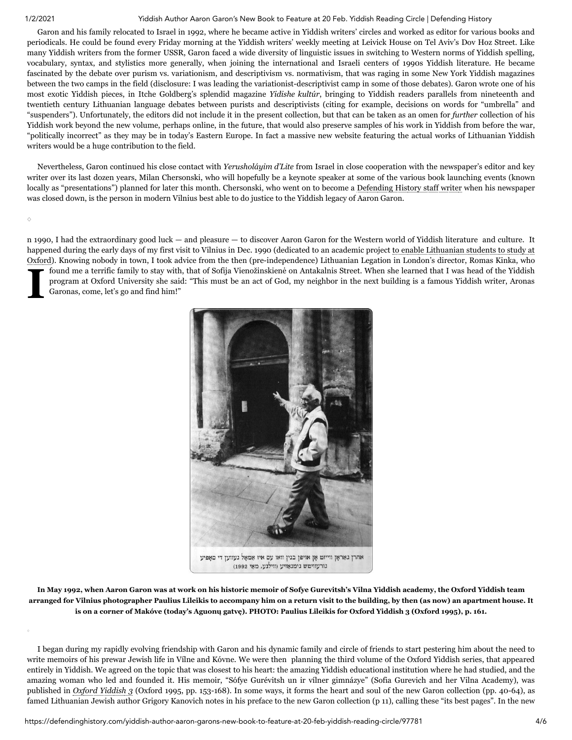Garon and his family relocated to Israel in 1992, where he became active in Yiddish writers' circles and worked as editor for various books and periodicals. He could be found every Friday morning at the Yiddish writers' weekly meeting at Leivick House on Tel Aviv's Dov Hoz Street. Like many Yiddish writers from the former USSR, Garon faced a wide diversity of linguistic issues in switching to Western norms of Yiddish spelling, vocabulary, syntax, and stylistics more generally, when joining the international and Israeli centers of 1990s Yiddish literature. He became fascinated by the debate over purism vs. variationism, and descriptivism vs. normativism, that was raging in some New York Yiddish magazines between the two camps in the field (disclosure: I was leading the variationist-descriptivist camp in some of those debates). Garon wrote one of his most exotic Yiddish pieces, in Itche Goldberg's splendid magazine *Yidishe kultúr*, bringing to Yiddish readers parallels from nineteenth and twentieth century Lithuanian language debates between purists and descriptivists (citing for example, decisions on words for "umbrella" and "suspenders"). Unfortunately, the editors did not include it in the present collection, but that can be taken as an omen for *further* collection of his Yiddish work beyond the new volume, perhaps online, in the future, that would also preserve samples of his work in Yiddish from before the war, "politically incorrect" as they may be in today's Eastern Europe. In fact a massive new website featuring the actual works of Lithuanian Yiddish writers would be a huge contribution to the field.

Nevertheless, Garon continued his close contact with *Yerusholáyim d'Lite* from Israel in close cooperation with the newspaper's editor and key writer over its last dozen years, Milan Chersonski, who will hopefully be a keynote speaker at some of the various book launching events (known locally as "presentations") planned for later this month. Chersonski, who went on to become a Defending History staff writer when his newspaper was closed down, is the person in modern Vilnius best able to do justice to the Yiddish legacy of Aaron Garon.

◇

In 1990, I had the extraordinary good luck — and pleasure — to discover Aaron Garon for the Western world of Yiddish literature and culture. It happened during the early days of my first visit to Vilnius in Dec. 1990 (dedicated to an academic project to enable Lithuanian students to study at Oxford). Knowing nobody in town, I took advice from the then (pre-independence) Lithuanian Legation in London's director, Romas Kinka, who found me a terrific family to stay with, that of Sofija Vienožinskienė on Antakalnis Street. When she learned that I was head of the Yiddish program at Oxford University she said: "This must be an act of God, my neighbor in the next building is a famous Yiddish writer, Aronas Garonas, come, let's go and find him!"

אהרן גאַראָן ווייזט אָן אויפֿן בנין וואו עס איז אַמאָל געווען די סאָפֿיע גורעוויטש גימנאַזיע (ווילנע, מאַי 1992)

**In May 1992, when Aaron Garon was at work on his historic memoir of Sofye Gurevitsh's Vilna Yiddish academy, the Oxford Yiddish team arranged for Vilnius photographer Paulius Lileikis to accompany him on a return visit to the building, by then (as now) an apartment house. It is on a corner of Makóve (today's Aguonų gatvę). PHOTO: Paulius Lileikis for Oxford Yiddish 3 (Oxford 1995), p. 161.**

◇

I began during my rapidly evolving friendship with Garon and his dynamic family and circle of friends to start pestering him about the need to write memoirs of his prewar Jewish life in Vílne and Kóvne. We were then planning the third volume of the Oxford Yiddish series, that appeared entirely in Yiddish. We agreed on the topic that was closest to his heart: the amazing Yiddish educational institution where he had studied, and the amazing woman who led and founded it. His memoir, "Sófye Gurévitsh un ir vílner gimnázye" (Sofia Gurevich and her Vilna Academy), was published in *Oxford Yiddish 3* (Oxford 1995, pp. 153-168). In some ways, it forms the heart and soul of the new Garon collection (pp. 40-64), as famed Lithuanian Jewish author Grigory Kanovich notes in his preface to the new Garon collection (p 11), calling these "its best pages". In the new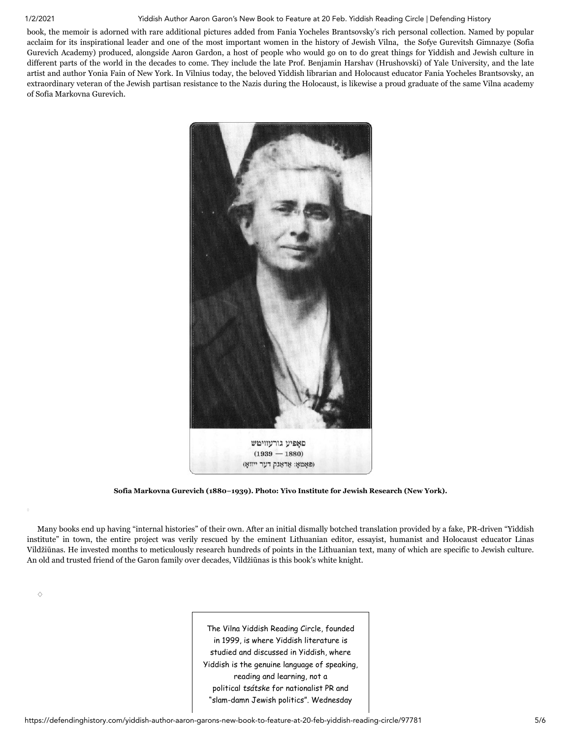book, the memoir is adorned with rare additional pictures added from Fania Yocheles Brantsovsky's rich personal collection. Named by popular acclaim for its inspirational leader and one of the most important women in the history of Jewish Vilna, the Sofye Gurevitsh Gimnazye (Sofia Gurevich Academy) produced, alongside Aaron Gardon, a host of people who would go on to do great things for Yiddish and Jewish culture in different parts of the world in the decades to come. They include the late Prof. Benjamin Harshav (Hrushovski) of Yale University, and the late artist and author Yonia Fain of New York. In Vilnius today, the beloved Yiddish librarian and Holocaust educator Fania Yocheles Brantsovsky, an extraordinary veteran of the Jewish partisan resistance to the Nazis during the Holocaust, is likewise a proud graduate of the same Vilna academy of Sofia Markovna Gurevich.

סאָפיע גורעוויטש
(1939 — 1880)
(פאָטאָ: אַדאַנק דער ייִוואָ)

**Sofia Markovna Gurevich (1880–1939). Photo: Yivo Institute for Jewish Research (New York).**

◊

Many books end up having "internal histories" of their own. After an initial dismally botched translation provided by a fake, PR-driven "Yiddish institute" in town, the entire project was verily rescued by the eminent Lithuanian editor, essayist, humanist and Holocaust educator Linas Vildžiūnas. He invested months to meticulously research hundreds of points in the Lithuanian text, many of which are specific to Jewish culture. An old and trusted friend of the Garon family over decades, Vildžiūnas is this book's white knight.

◊

The Vilna Yiddish Reading Circle, founded in 1999, is where Yiddish literature is studied and discussed in Yiddish, where Yiddish is the genuine language of speaking, reading and learning, not a political *tsátske* for nationalist PR and "slam-damn Jewish politics". Wednesday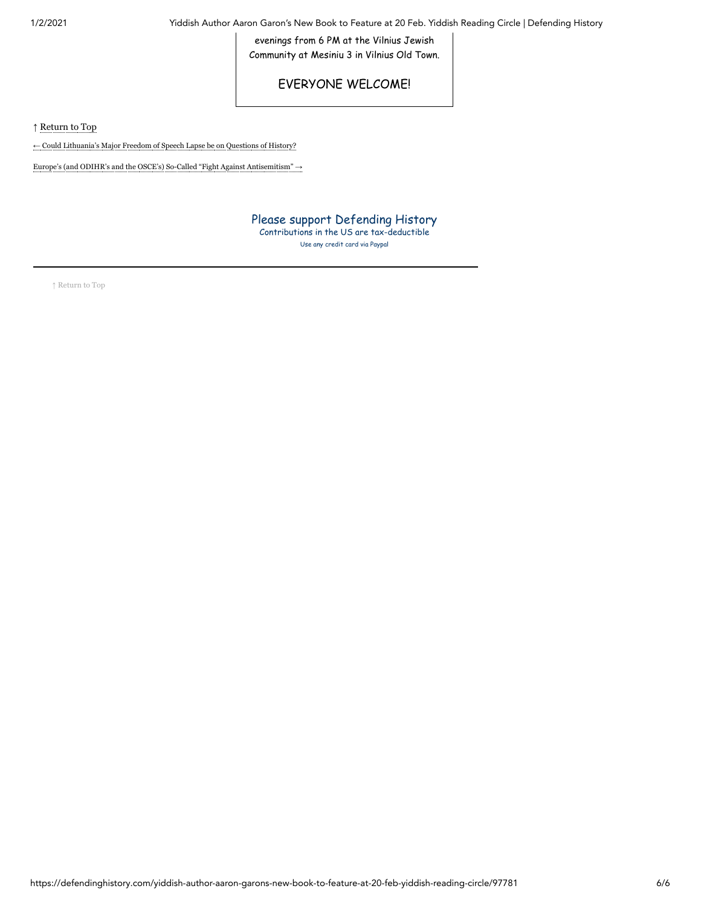evenings from 6 PM at the Vilnius Jewish Community at Mesiniu 3 in Vilnius Old Town.

EVERYONE WELCOME!

↑ Return to Top

← Could Lithuania's Major Freedom of Speech Lapse be on Questions of History?

Europe's (and ODIHR's and the OSCE's) So-Called "Fight Against Antisemitism" →

Please support Defending History

Contributions in the US are tax-deductible

Use any credit card via Paypal

↑ Return to Top